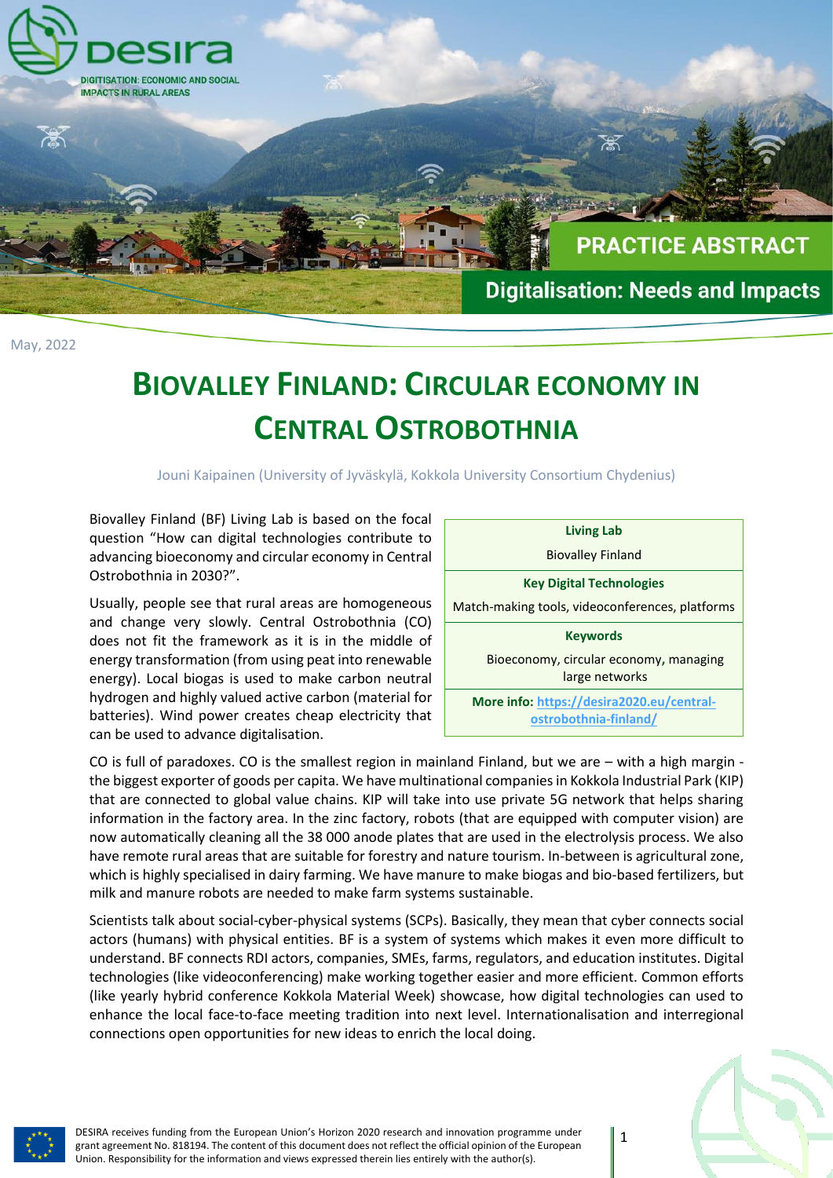DESIRA

DIGITISATION: ECONOMIC AND SOCIAL IMPACTS IN RURAL AREAS

PRACTICE ABSTRACT

Digitalisation: Needs and Impacts

May, 2022

# BIOVALLEY FINLAND: CIRCULAR ECONOMY IN CENTRAL OSTROBOTHNIA

Jouni Kaipainen (University of Jyväskylä, Kokkola University Consortium Chydenius)

| **Living Lab** |
|---|
| Biovalley Finland |
| **Key Digital Technologies** |
| Match-making tools, videoconferences, platforms |
| **Keywords** |
| Bioeconomy, circular economy, managing large networks |
| **More info:** https://desira2020.eu/central-ostrobothnia-finland/ |

Biovalley Finland (BF) Living Lab is based on the focal question "How can digital technologies contribute to advancing bioeconomy and circular economy in Central Ostrobothnia in 2030?".

Usually, people see that rural areas are homogeneous and change very slowly. Central Ostrobothnia (CO) does not fit the framework as it is in the middle of energy transformation (from using peat into renewable energy). Local biogas is used to make carbon neutral hydrogen and highly valued active carbon (material for batteries). Wind power creates cheap electricity that can be used to advance digitalisation.

CO is full of paradoxes. CO is the smallest region in mainland Finland, but we are – with a high margin - the biggest exporter of goods per capita. We have multinational companies in Kokkola Industrial Park (KIP) that are connected to global value chains. KIP will take into use private 5G network that helps sharing information in the factory area. In the zinc factory, robots (that are equipped with computer vision) are now automatically cleaning all the 38 000 anode plates that are used in the electrolysis process. We also have remote rural areas that are suitable for forestry and nature tourism. In-between is agricultural zone, which is highly specialised in dairy farming. We have manure to make biogas and bio-based fertilizers, but milk and manure robots are needed to make farm systems sustainable.

Scientists talk about social-cyber-physical systems (SCPs). Basically, they mean that cyber connects social actors (humans) with physical entities. BF is a system of systems which makes it even more difficult to understand. BF connects RDI actors, companies, SMEs, farms, regulators, and education institutes. Digital technologies (like videoconferencing) make working together easier and more efficient. Common efforts (like yearly hybrid conference Kokkola Material Week) showcase, how digital technologies can used to enhance the local face-to-face meeting tradition into next level. Internationalisation and interregional connections open opportunities for new ideas to enrich the local doing.

DESIRA receives funding from the European Union's Horizon 2020 research and innovation programme under grant agreement No. 818194. The content of this document does not reflect the official opinion of the European Union. Responsibility for the information and views expressed therein lies entirely with the author(s).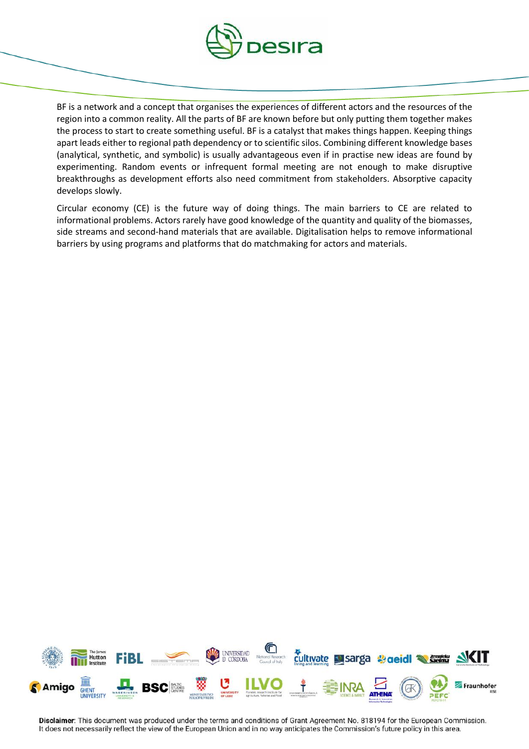BF is a network and a concept that organises the experiences of different actors and the resources of the region into a common reality. All the parts of BF are known before but only putting them together makes the process to start to create something useful. BF is a catalyst that makes things happen. Keeping things apart leads either to regional path dependency or to scientific silos. Combining different knowledge bases (analytical, synthetic, and symbolic) is usually advantageous even if in practise new ideas are found by experimenting. Random events or infrequent formal meeting are not enough to make disruptive breakthroughs as development efforts also need commitment from stakeholders. Absorptive capacity develops slowly.

Circular economy (CE) is the future way of doing things. The main barriers to CE are related to informational problems. Actors rarely have good knowledge of the quantity and quality of the biomasses, side streams and second-hand materials that are available. Digitalisation helps to remove informational barriers by using programs and platforms that do matchmaking for actors and materials.